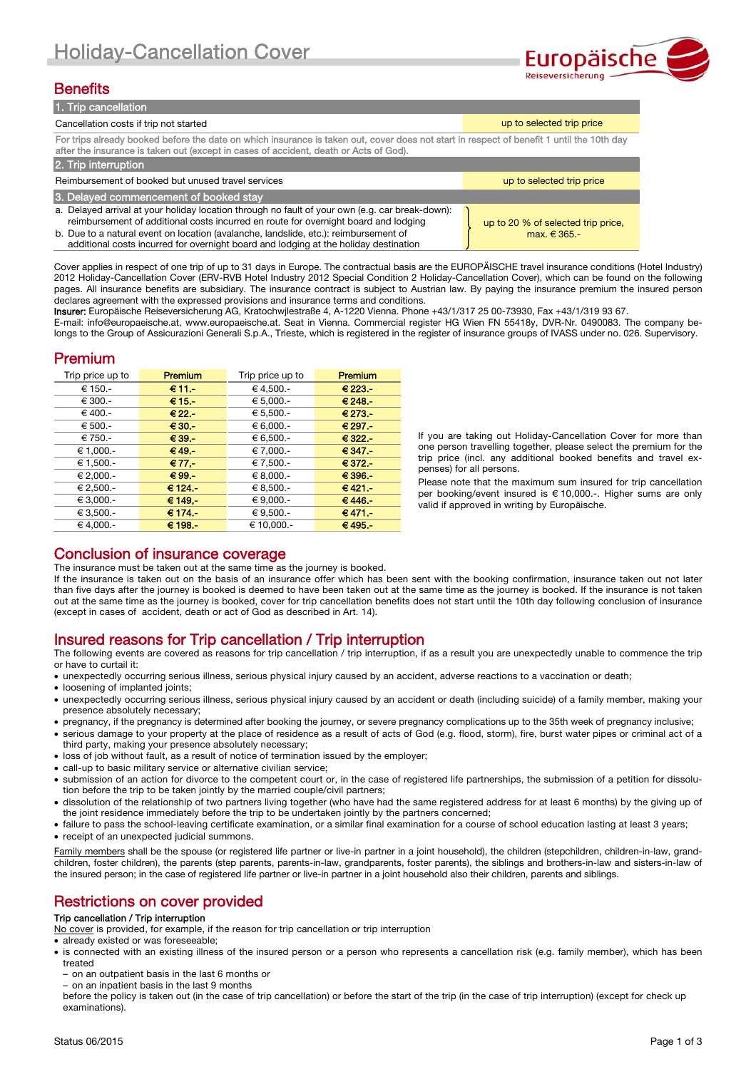# Holiday-Cancellation Cover

Europäische Reiseversicherung

## Benefits

| 1. Trip cancellation | |
|---|---|
| Cancellation costs if trip not started | up to selected trip price |
| For trips already booked before the date on which insurance is taken out, cover does not start in respect of benefit 1 until the 10th day after the insurance is taken out (except in cases of accident, death or Acts of God). | |
| **2. Trip interruption** | |
| Reimbursement of booked but unused travel services | up to selected trip price |
| **3. Delayed commencement of booked stay** | |
| a. Delayed arrival at your holiday location through no fault of your own (e.g. car break-down): reimbursement of additional costs incurred en route for overnight board and lodging<br>b. Due to a natural event on location (avalanche, landslide, etc.): reimbursement of additional costs incurred for overnight board and lodging at the holiday destination | up to 20 % of selected trip price, max. € 365.- |

Cover applies in respect of one trip of up to 31 days in Europe. The contractual basis are the EUROPÄISCHE travel insurance conditions (Hotel Industry) 2012 Holiday-Cancellation Cover (ERV-RVB Hotel Industry 2012 Special Condition 2 Holiday-Cancellation Cover), which can be found on the following pages. All insurance benefits are subsidiary. The insurance contract is subject to Austrian law. By paying the insurance premium the insured person declares agreement with the expressed provisions and insurance terms and conditions.
**Insurer:** Europäische Reiseversicherung AG, Kratochwjlestraße 4, A-1220 Vienna. Phone +43/1/317 25 00-73930, Fax +43/1/319 93 67.
E-mail: info@europaeische.at, www.europaeische.at. Seat in Vienna. Commercial register HG Wien FN 55418y, DVR-Nr. 0490083. The company belongs to the Group of Assicurazioni Generali S.p.A., Trieste, which is registered in the register of insurance groups of IVASS under no. 026. Supervisory.

## Premium

| Trip price up to | Premium | Trip price up to | Premium |
|---|---|---|---|
| € 150.- | **€ 11.-** | € 4,500.- | **€ 223.-** |
| € 300.- | **€ 15.-** | € 5,000.- | **€ 248.-** |
| € 400.- | **€ 22.-** | € 5,500.- | **€ 273.-** |
| € 500.- | **€ 30.-** | € 6,000.- | **€ 297.-** |
| € 750.- | **€ 39.-** | € 6,500.- | **€ 322.-** |
| € 1,000.- | **€ 49.-** | € 7,000.- | **€ 347.-** |
| € 1,500.- | **€ 77,-** | € 7,500.- | **€ 372.-** |
| € 2,000.- | **€ 99.-** | € 8,000.- | **€ 396.-** |
| € 2,500.- | **€ 124.-** | € 8,500.- | **€ 421.-** |
| € 3,000.- | **€ 149,-** | € 9,000.- | **€ 446.-** |
| € 3,500.- | **€ 174.-** | € 9,500.- | **€ 471.-** |
| € 4,000.- | **€ 198.-** | € 10,000.- | **€ 495.-** |

If you are taking out Holiday-Cancellation Cover for more than one person travelling together, please select the premium for the trip price (incl. any additional booked benefits and travel expenses) for all persons.

Please note that the maximum sum insured for trip cancellation per booking/event insured is € 10,000.-. Higher sums are only valid if approved in writing by Europäische.

## Conclusion of insurance coverage

The insurance must be taken out at the same time as the journey is booked.
If the insurance is taken out on the basis of an insurance offer which has been sent with the booking confirmation, insurance taken out not later than five days after the journey is booked is deemed to have been taken out at the same time as the journey is booked. If the insurance is not taken out at the same time as the journey is booked, cover for trip cancellation benefits does not start until the 10th day following conclusion of insurance (except in cases of accident, death or act of God as described in Art. 14).

## Insured reasons for Trip cancellation / Trip interruption

The following events are covered as reasons for trip cancellation / trip interruption, if as a result you are unexpectedly unable to commence the trip or have to curtail it:

- unexpectedly occurring serious illness, serious physical injury caused by an accident, adverse reactions to a vaccination or death;
- loosening of implanted joints;
- unexpectedly occurring serious illness, serious physical injury caused by an accident or death (including suicide) of a family member, making your presence absolutely necessary;
- pregnancy, if the pregnancy is determined after booking the journey, or severe pregnancy complications up to the 35th week of pregnancy inclusive;
- serious damage to your property at the place of residence as a result of acts of God (e.g. flood, storm), fire, burst water pipes or criminal act of a third party, making your presence absolutely necessary;
- loss of job without fault, as a result of notice of termination issued by the employer;
- call-up to basic military service or alternative civilian service;
- submission of an action for divorce to the competent court or, in the case of registered life partnerships, the submission of a petition for dissolution before the trip to be taken jointly by the married couple/civil partners;
- dissolution of the relationship of two partners living together (who have had the same registered address for at least 6 months) by the giving up of the joint residence immediately before the trip to be undertaken jointly by the partners concerned;
- failure to pass the school-leaving certificate examination, or a similar final examination for a course of school education lasting at least 3 years;
- receipt of an unexpected judicial summons.

Family members shall be the spouse (or registered life partner or live-in partner in a joint household), the children (stepchildren, children-in-law, grandchildren, foster children), the parents (step parents, parents-in-law, grandparents, foster parents), the siblings and brothers-in-law and sisters-in-law of the insured person; in the case of registered life partner or live-in partner in a joint household also their children, parents and siblings.

## Restrictions on cover provided

**Trip cancellation / Trip interruption**

No cover is provided, for example, if the reason for trip cancellation or trip interruption

- already existed or was foreseeable;
- is connected with an existing illness of the insured person or a person who represents a cancellation risk (e.g. family member), which has been treated
  - on an outpatient basis in the last 6 months or
  - on an inpatient basis in the last 9 months

  before the policy is taken out (in the case of trip cancellation) or before the start of the trip (in the case of trip interruption) (except for check up examinations).

Status 06/2015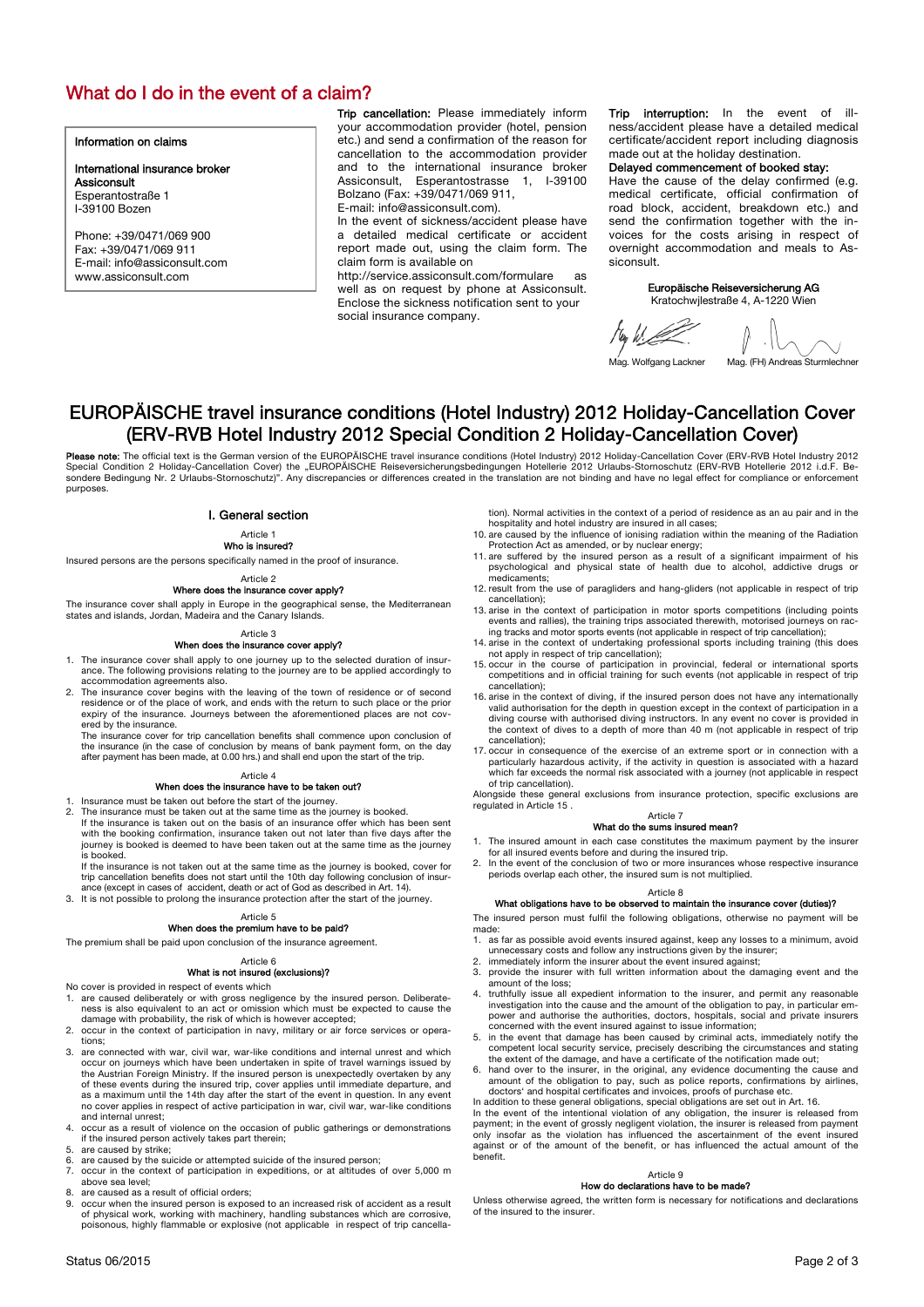# What do I do in the event of a claim?

**Information on claims**

**International insurance broker**
**Assiconsult**
Esperantostraße 1
I-39100 Bozen

Phone: +39/0471/069 900
Fax: +39/0471/069 911
E-mail: info@assiconsult.com
www.assiconsult.com

**Trip cancellation:** Please immediately inform your accommodation provider (hotel, pension etc.) and send a confirmation of the reason for cancellation to the accommodation provider and to the international insurance broker Assiconsult, Esperantostrasse 1, I-39100 Bolzano (Fax: +39/0471/069 911, E-mail: info@assiconsult.com).
In the event of sickness/accident please have a detailed medical certificate or accident report made out, using the claim form. The claim form is available on http://service.assiconsult.com/formulare as well as on request by phone at Assiconsult. Enclose the sickness notification sent to your social insurance company.

**Trip interruption:** In the event of illness/accident please have a detailed medical certificate/accident report including diagnosis made out at the holiday destination.

**Delayed commencement of booked stay:**
Have the cause of the delay confirmed (e.g. medical certificate, official confirmation of road block, accident, breakdown etc.) and send the confirmation together with the invoices for the costs arising in respect of overnight accommodation and meals to Assiconsult.

**Europäische Reiseversicherung AG**
Kratochwjlestraße 4, A-1220 Wien

Mag. Wolfgang Lackner    Mag. (FH) Andreas Sturmlechner

# EUROPÄISCHE travel insurance conditions (Hotel Industry) 2012 Holiday-Cancellation Cover (ERV-RVB Hotel Industry 2012 Special Condition 2 Holiday-Cancellation Cover)

**Please note:** The official text is the German version of the EUROPÄISCHE travel insurance conditions (Hotel Industry) 2012 Holiday-Cancellation Cover (ERV-RVB Hotel Industry 2012 Special Condition 2 Holiday-Cancellation Cover) the „EUROPÄISCHE Reiseversicherungsbedingungen Hotellerie 2012 Urlaubs-Stornoschutz (ERV-RVB Hotellerie 2012 i.d.F. Besondere Bedingung Nr. 2 Urlaubs-Stornoschutz)". Any discrepancies or differences created in the translation are not binding and have no legal effect for compliance or enforcement purposes.

## I. General section

### Article 1
**Who is insured?**

Insured persons are the persons specifically named in the proof of insurance.

### Article 2
**Where does the insurance cover apply?**

The insurance cover shall apply in Europe in the geographical sense, the Mediterranean states and islands, Jordan, Madeira and the Canary Islands.

### Article 3
**When does the insurance cover apply?**

1. The insurance cover shall apply to one journey up to the selected duration of insurance. The following provisions relating to the journey are to be applied accordingly to accommodation agreements also.
2. The insurance cover begins with the leaving of the town of residence or of second residence or of the place of work, and ends with the return to such place or the prior expiry of the insurance. Journeys between the aforementioned places are not covered by the insurance.
   The insurance cover for trip cancellation benefits shall commence upon conclusion of the insurance (in the case of conclusion by means of bank payment form, on the day after payment has been made, at 0.00 hrs.) and shall end upon the start of the trip.

### Article 4
**When does the insurance have to be taken out?**

1. Insurance must be taken out before the start of the journey.
2. The insurance must be taken out at the same time as the journey is booked.
   If the insurance is taken out on the basis of an insurance offer which has been sent with the booking confirmation, insurance taken out not later than five days after the journey is booked is deemed to have been taken out at the same time as the journey is booked.
   If the insurance is not taken out at the same time as the journey is booked, cover for trip cancellation benefits does not start until the 10th day following conclusion of insurance (except in cases of accident, death or act of God as described in Art. 14).
3. It is not possible to prolong the insurance protection after the start of the journey.

### Article 5
**When does the premium have to be paid?**

The premium shall be paid upon conclusion of the insurance agreement.

### Article 6
**What is not insured (exclusions)?**

No cover is provided in respect of events which

1. are caused deliberately or with gross negligence by the insured person. Deliberateness is also equivalent to an act or omission which must be expected to cause the damage with probability, the risk of which is however accepted;
2. occur in the context of participation in navy, military or air force services or operations;
3. are connected with war, civil war, war-like conditions and internal unrest and which occur on journeys which have been undertaken in spite of travel warnings issued by the Austrian Foreign Ministry. If the insured person is unexpectedly overtaken by any of these events during the insured trip, cover applies until immediate departure, and as a maximum until the 14th day after the start of the event in question. In any event no cover applies in respect of active participation in war, civil war, war-like conditions and internal unrest;
4. occur as a result of violence on the occasion of public gatherings or demonstrations if the insured person actively takes part therein;
5. are caused by strike;
6. are caused by the suicide or attempted suicide of the insured person;
7. occur in the context of participation in expeditions, or at altitudes of over 5,000 m above sea level;
8. are caused as a result of official orders;
9. occur when the insured person is exposed to an increased risk of accident as a result of physical work, working with machinery, handling substances which are corrosive, poisonous, highly flammable or explosive (not applicable in respect of trip cancellation). Normal activities in the context of a period of residence as an au pair and in the hospitality and hotel industry are insured in all cases;
10. are caused by the influence of ionising radiation within the meaning of the Radiation Protection Act as amended, or by nuclear energy;
11. are suffered by the insured person as a result of a significant impairment of his psychological and physical state of health due to alcohol, addictive drugs or medicaments;
12. result from the use of paragliders and hang-gliders (not applicable in respect of trip cancellation);
13. arise in the context of participation in motor sports competitions (including points events and rallies), the training trips associated therewith, motorised journeys on racing tracks and motor sports events (not applicable in respect of trip cancellation);
14. arise in the context of undertaking professional sports including training (this does not apply in respect of trip cancellation);
15. occur in the course of participation in provincial, federal or international sports competitions and in official training for such events (not applicable in respect of trip cancellation);
16. arise in the context of diving, if the insured person does not have any internationally valid authorisation for the depth in question except in the context of participation in a diving course with authorised diving instructors. In any event no cover is provided in the context of dives to a depth of more than 40 m (not applicable in respect of trip cancellation);
17. occur in consequence of the exercise of an extreme sport or in connection with a particularly hazardous activity, if the activity in question is associated with a hazard which far exceeds the normal risk associated with a journey (not applicable in respect of trip cancellation).

Alongside these general exclusions from insurance protection, specific exclusions are regulated in Article 15 .

### Article 7
**What do the sums insured mean?**

1. The insured amount in each case constitutes the maximum payment by the insurer for all insured events before and during the insured trip.
2. In the event of the conclusion of two or more insurances whose respective insurance periods overlap each other, the insured sum is not multiplied.

### Article 8
**What obligations have to be observed to maintain the insurance cover (duties)?**

The insured person must fulfil the following obligations, otherwise no payment will be made:

1. as far as possible avoid events insured against, keep any losses to a minimum, avoid unnecessary costs and follow any instructions given by the insurer;
2. immediately inform the insurer about the event insured against;
3. provide the insurer with full written information about the damaging event and the amount of the loss;
4. truthfully issue all expedient information to the insurer, and permit any reasonable investigation into the cause and the amount of the obligation to pay, in particular empower and authorise the authorities, doctors, hospitals, social and private insurers concerned with the event insured against to issue information;
5. in the event that damage has been caused by criminal acts, immediately notify the competent local security service, precisely describing the circumstances and stating the extent of the damage, and have a certificate of the notification made out;
6. hand over to the insurer, in the original, any evidence documenting the cause and amount of the obligation to pay, such as police reports, confirmations by airlines, doctors' and hospital certificates and invoices, proofs of purchase etc.

In addition to these general obligations, special obligations are set out in Art. 16.

In the event of the intentional violation of any obligation, the insurer is released from payment; in the event of grossly negligent violation, the insurer is released from payment only insofar as the violation has influenced the ascertainment of the event insured against or of the amount of the benefit, or has influenced the actual amount of the benefit.

### Article 9
**How do declarations have to be made?**

Unless otherwise agreed, the written form is necessary for notifications and declarations of the insured to the insurer.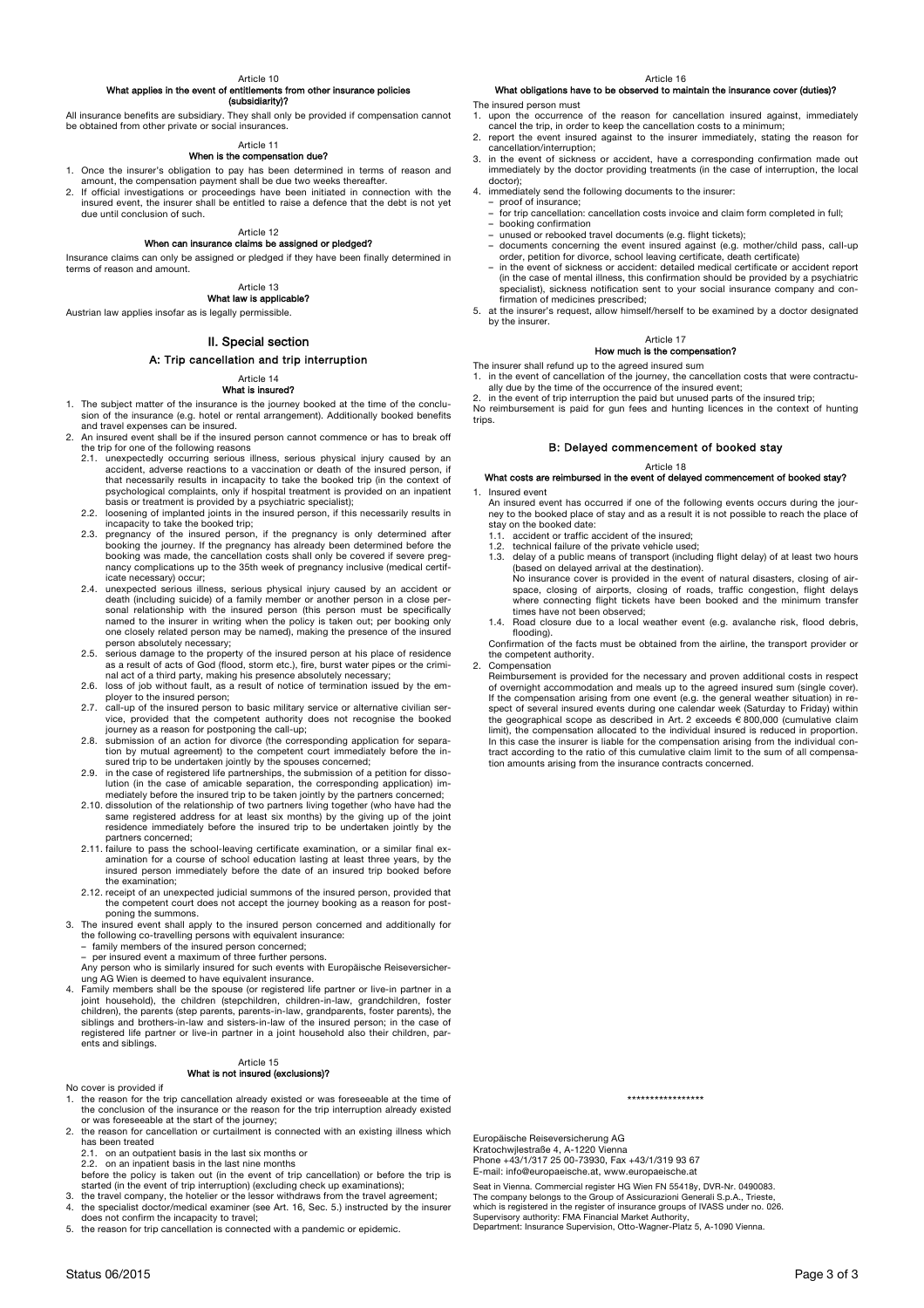### Article 10
#### What applies in the event of entitlements from other insurance policies (subsidiarity)?

All insurance benefits are subsidiary. They shall only be provided if compensation cannot be obtained from other private or social insurances.

### Article 11
#### When is the compensation due?

1. Once the insurer's obligation to pay has been determined in terms of reason and amount, the compensation payment shall be due two weeks thereafter.
2. If official investigations or proceedings have been initiated in connection with the insured event, the insurer shall be entitled to raise a defence that the debt is not yet due until conclusion of such.

### Article 12
#### When can insurance claims be assigned or pledged?

Insurance claims can only be assigned or pledged if they have been finally determined in terms of reason and amount.

### Article 13
#### What law is applicable?

Austrian law applies insofar as is legally permissible.

## II. Special section

## A: Trip cancellation and trip interruption

### Article 14
#### What is insured?

1. The subject matter of the insurance is the journey booked at the time of the conclusion of the insurance (e.g. hotel or rental arrangement). Additionally booked benefits and travel expenses can be insured.
2. An insured event shall be if the insured person cannot commence or has to break off the trip for one of the following reasons
   - 2.1. unexpectedly occurring serious illness, serious physical injury caused by an accident, adverse reactions to a vaccination or death of the insured person, if that necessarily results in incapacity to take the booked trip (in the context of psychological complaints, only if hospital treatment is provided on an inpatient basis or treatment is provided by a psychiatric specialist);
   - 2.2. loosening of implanted joints in the insured person, if this necessarily results in incapacity to take the booked trip;
   - 2.3. pregnancy of the insured person, if the pregnancy is only determined after booking the journey. If the pregnancy has already been determined before the booking was made, the cancellation costs shall only be covered if severe pregnancy complications up to the 35th week of pregnancy inclusive (medical certificate necessary) occur;
   - 2.4. unexpected serious illness, serious physical injury caused by an accident or death (including suicide) of a family member or another person in a close personal relationship with the insured person (this person must be specifically named to the insurer in writing when the policy is taken out; per booking only one closely related person may be named), making the presence of the insured person absolutely necessary;
   - 2.5. serious damage to the property of the insured person at his place of residence as a result of acts of God (flood, storm etc.), fire, burst water pipes or the criminal act of a third party, making his presence absolutely necessary;
   - 2.6. loss of job without fault, as a result of notice of termination issued by the employer to the insured person;
   - 2.7. call-up of the insured person to basic military service or alternative civilian service, provided that the competent authority does not recognise the booked journey as a reason for postponing the call-up;
   - 2.8. submission of an action for divorce (the corresponding application for separation by mutual agreement) to the competent court immediately before the insured trip to be undertaken jointly by the spouses concerned;
   - 2.9. in the case of registered life partnerships, the submission of a petition for dissolution (in the case of amicable separation, the corresponding application) immediately before the insured trip to be taken jointly by the partners concerned;
   - 2.10. dissolution of the relationship of two partners living together (who have had the same registered address for at least six months) by the giving up of the joint residence immediately before the insured trip to be undertaken jointly by the partners concerned;
   - 2.11. failure to pass the school-leaving certificate examination, or a similar final examination for a course of school education lasting at least three years, by the insured person immediately before the date of an insured trip booked before the examination;
   - 2.12. receipt of an unexpected judicial summons of the insured person, provided that the competent court does not accept the journey booking as a reason for postponing the summons.
3. The insured event shall apply to the insured person concerned and additionally for the following co-travelling persons with equivalent insurance:
   - family members of the insured person concerned;
   - per insured event a maximum of three further persons.

   Any person who is similarly insured for such events with Europäische Reiseversicherung AG Wien is deemed to have equivalent insurance.
4. Family members shall be the spouse (or registered life partner or live-in partner in a joint household), the children (stepchildren, children-in-law, grandchildren, foster children), the parents (step parents, parents-in-law, grandparents, foster parents), the siblings and brothers-in-law and sisters-in-law of the insured person; in the case of registered life partner or live-in partner in a joint household also their children, parents and siblings.

### Article 15
#### What is not insured (exclusions)?

No cover is provided if

1. the reason for the trip cancellation already existed or was foreseeable at the time of the conclusion of the insurance or the reason for the trip interruption already existed or was foreseeable at the start of the journey;
2. the reason for cancellation or curtailment is connected with an existing illness which has been treated
   - 2.1. on an outpatient basis in the last six months or
   - 2.2. on an inpatient basis in the last nine months

   before the policy is taken out (in the event of trip cancellation) or before the trip is started (in the event of trip interruption) (excluding check up examinations);
3. the travel company, the hotelier or the lessor withdraws from the travel agreement;
4. the specialist doctor/medical examiner (see Art. 16, Sec. 5.) instructed by the insurer does not confirm the incapacity to travel;
5. the reason for trip cancellation is connected with a pandemic or epidemic.

### Article 16
#### What obligations have to be observed to maintain the insurance cover (duties)?

The insured person must

1. upon the occurrence of the reason for cancellation insured against, immediately cancel the trip, in order to keep the cancellation costs to a minimum;
2. report the event insured against to the insurer immediately, stating the reason for cancellation/interruption;
3. in the event of sickness or accident, have a corresponding confirmation made out immediately by the doctor providing treatments (in the case of interruption, the local doctor);
4. immediately send the following documents to the insurer:
   - proof of insurance;
   - for trip cancellation: cancellation costs invoice and claim form completed in full;
   - booking confirmation
   - unused or rebooked travel documents (e.g. flight tickets);
   - documents concerning the event insured against (e.g. mother/child pass, call-up order, petition for divorce, school leaving certificate, death certificate)
   - in the event of sickness or accident: detailed medical certificate or accident report (in the case of mental illness, this confirmation should be provided by a psychiatric specialist), sickness notification sent to your social insurance company and confirmation of medicines prescribed;
5. at the insurer's request, allow himself/herself to be examined by a doctor designated by the insurer.

### Article 17
#### How much is the compensation?

The insurer shall refund up to the agreed insured sum

1. in the event of cancellation of the journey, the cancellation costs that were contractually due by the time of the occurrence of the insured event;
2. in the event of trip interruption the paid but unused parts of the insured trip;

No reimbursement is paid for gun fees and hunting licences in the context of hunting trips.

## B: Delayed commencement of booked stay

### Article 18
#### What costs are reimbursed in the event of delayed commencement of booked stay?

1. Insured event

   An insured event has occurred if one of the following events occurs during the journey to the booked place of stay and as a result it is not possible to reach the place of stay on the booked date:
   - 1.1. accident or traffic accident of the insured;
   - 1.2. technical failure of the private vehicle used;
   - 1.3. delay of a public means of transport (including flight delay) of at least two hours (based on delayed arrival at the destination).

     No insurance cover is provided in the event of natural disasters, closing of airspace, closing of airports, closing of roads, traffic congestion, flight delays where connecting flight tickets have been booked and the minimum transfer times have not been observed;
   - 1.4. Road closure due to a local weather event (e.g. avalanche risk, flood debris, flooding).

   Confirmation of the facts must be obtained from the airline, the transport provider or the competent authority.
2. Compensation

   Reimbursement is provided for the necessary and proven additional costs in respect of overnight accommodation and meals up to the agreed insured sum (single cover). If the compensation arising from one event (e.g. the general weather situation) in respect of several insured events during one calendar week (Saturday to Friday) within the geographical scope as described in Art. 2 exceeds € 800,000 (cumulative claim limit), the compensation allocated to the individual insured is reduced in proportion. In this case the insurer is liable for the compensation arising from the individual contract according to the ratio of this cumulative claim limit to the sum of all compensation amounts arising from the insurance contracts concerned.

*****************

Europäische Reiseversicherung AG
Kratochwjlestraße 4, A-1220 Vienna
Phone +43/1/317 25 00-73930, Fax +43/1/319 93 67
E-mail: info@europaeische.at, www.europaeische.at

Seat in Vienna. Commercial register HG Wien FN 55418y, DVR-Nr. 0490083.
The company belongs to the Group of Assicurazioni Generali S.p.A., Trieste,
which is registered in the register of insurance groups of IVASS under no. 026.
Supervisory authority: FMA Financial Market Authority,
Department: Insurance Supervision, Otto-Wagner-Platz 5, A-1090 Vienna.

Status 06/2015